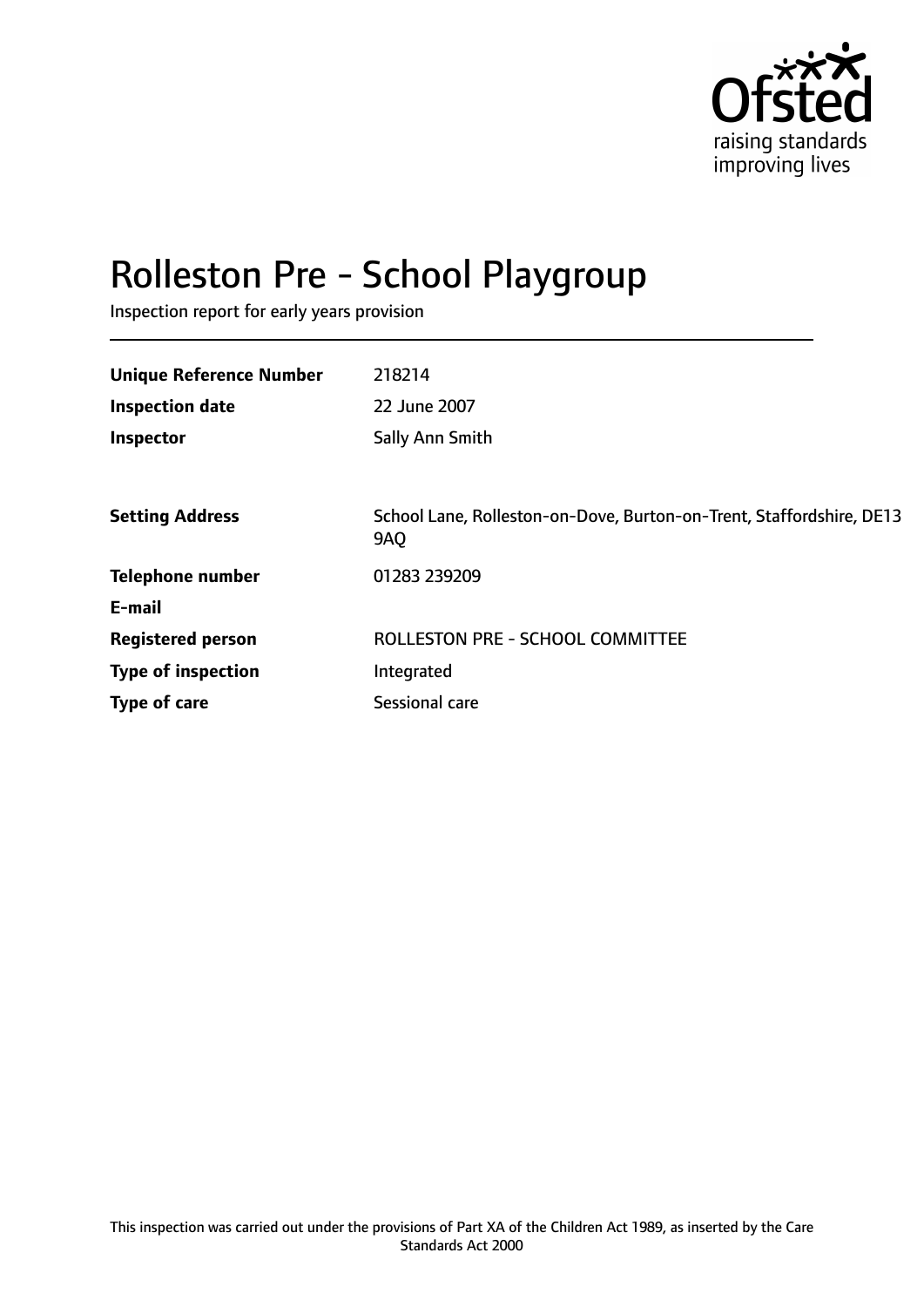Ofsted

raising standards
improving lives

# Rolleston Pre - School Playgroup

Inspection report for early years provision

| | |
|---|---|
| **Unique Reference Number** | 218214 |
| **Inspection date** | 22 June 2007 |
| **Inspector** | Sally Ann Smith |
| | |
| **Setting Address** | School Lane, Rolleston-on-Dove, Burton-on-Trent, Staffordshire, DE13 9AQ |
| **Telephone number** | 01283 239209 |
| **E-mail** | |
| **Registered person** | ROLLESTON PRE - SCHOOL COMMITTEE |
| **Type of inspection** | Integrated |
| **Type of care** | Sessional care |

This inspection was carried out under the provisions of Part XA of the Children Act 1989, as inserted by the Care Standards Act 2000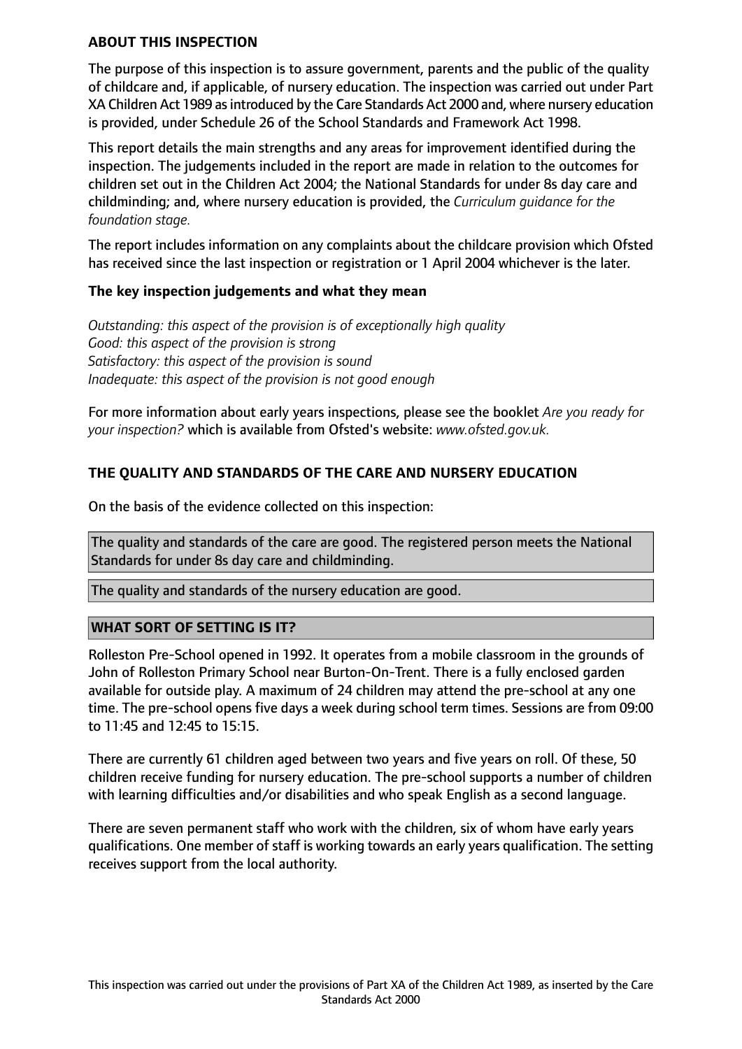**ABOUT THIS INSPECTION**

The purpose of this inspection is to assure government, parents and the public of the quality of childcare and, if applicable, of nursery education. The inspection was carried out under Part XA Children Act 1989 as introduced by the Care Standards Act 2000 and, where nursery education is provided, under Schedule 26 of the School Standards and Framework Act 1998.

This report details the main strengths and any areas for improvement identified during the inspection. The judgements included in the report are made in relation to the outcomes for children set out in the Children Act 2004; the National Standards for under 8s day care and childminding; and, where nursery education is provided, the *Curriculum guidance for the foundation stage.*

The report includes information on any complaints about the childcare provision which Ofsted has received since the last inspection or registration or 1 April 2004 whichever is the later.

**The key inspection judgements and what they mean**

*Outstanding: this aspect of the provision is of exceptionally high quality*
*Good: this aspect of the provision is strong*
*Satisfactory: this aspect of the provision is sound*
*Inadequate: this aspect of the provision is not good enough*

For more information about early years inspections, please see the booklet *Are you ready for your inspection?* which is available from Ofsted's website: *www.ofsted.gov.uk.*

**THE QUALITY AND STANDARDS OF THE CARE AND NURSERY EDUCATION**

On the basis of the evidence collected on this inspection:

The quality and standards of the care are good. The registered person meets the National Standards for under 8s day care and childminding.

The quality and standards of the nursery education are good.

**WHAT SORT OF SETTING IS IT?**

Rolleston Pre-School opened in 1992. It operates from a mobile classroom in the grounds of John of Rolleston Primary School near Burton-On-Trent. There is a fully enclosed garden available for outside play. A maximum of 24 children may attend the pre-school at any one time. The pre-school opens five days a week during school term times. Sessions are from 09:00 to 11:45 and 12:45 to 15:15.

There are currently 61 children aged between two years and five years on roll. Of these, 50 children receive funding for nursery education. The pre-school supports a number of children with learning difficulties and/or disabilities and who speak English as a second language.

There are seven permanent staff who work with the children, six of whom have early years qualifications. One member of staff is working towards an early years qualification. The setting receives support from the local authority.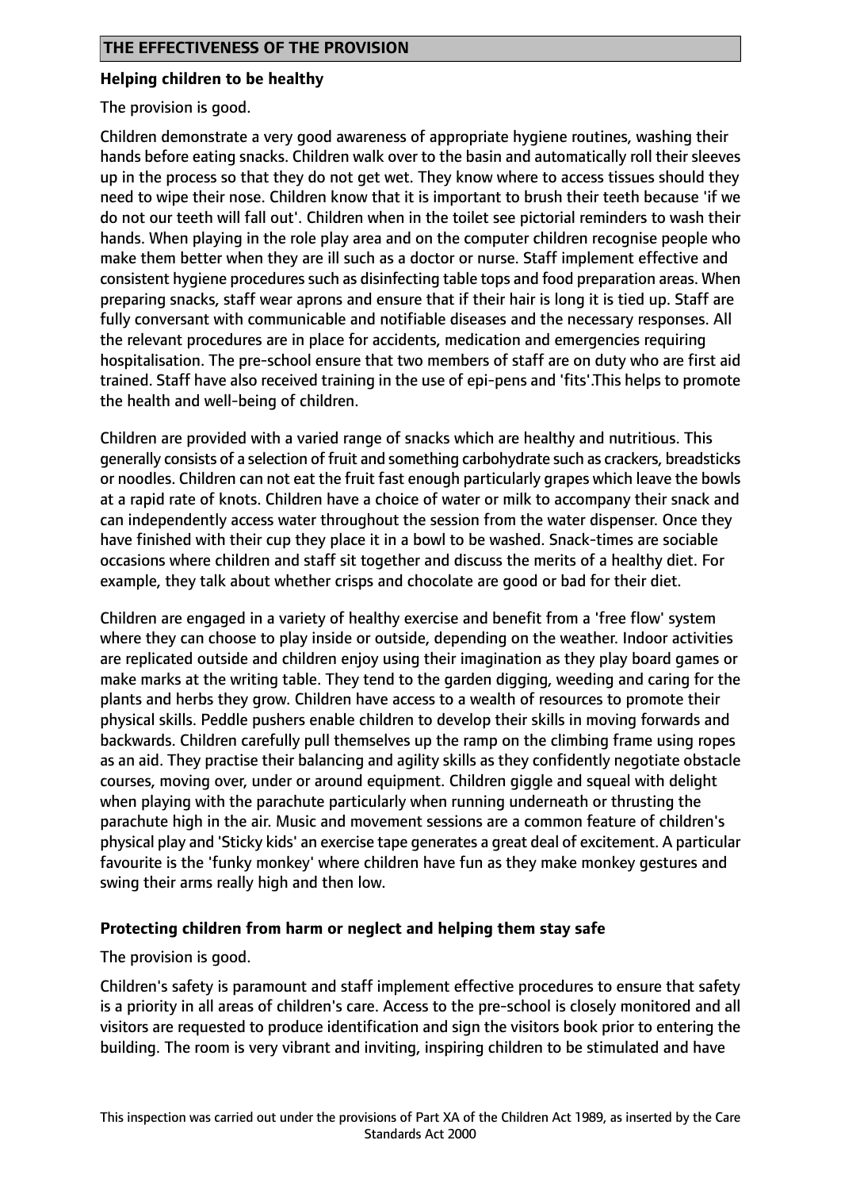## THE EFFECTIVENESS OF THE PROVISION

### Helping children to be healthy

The provision is good.

Children demonstrate a very good awareness of appropriate hygiene routines, washing their hands before eating snacks. Children walk over to the basin and automatically roll their sleeves up in the process so that they do not get wet. They know where to access tissues should they need to wipe their nose. Children know that it is important to brush their teeth because 'if we do not our teeth will fall out'. Children when in the toilet see pictorial reminders to wash their hands. When playing in the role play area and on the computer children recognise people who make them better when they are ill such as a doctor or nurse. Staff implement effective and consistent hygiene procedures such as disinfecting table tops and food preparation areas. When preparing snacks, staff wear aprons and ensure that if their hair is long it is tied up. Staff are fully conversant with communicable and notifiable diseases and the necessary responses. All the relevant procedures are in place for accidents, medication and emergencies requiring hospitalisation. The pre-school ensure that two members of staff are on duty who are first aid trained. Staff have also received training in the use of epi-pens and 'fits'.This helps to promote the health and well-being of children.

Children are provided with a varied range of snacks which are healthy and nutritious. This generally consists of a selection of fruit and something carbohydrate such as crackers, breadsticks or noodles. Children can not eat the fruit fast enough particularly grapes which leave the bowls at a rapid rate of knots. Children have a choice of water or milk to accompany their snack and can independently access water throughout the session from the water dispenser. Once they have finished with their cup they place it in a bowl to be washed. Snack-times are sociable occasions where children and staff sit together and discuss the merits of a healthy diet. For example, they talk about whether crisps and chocolate are good or bad for their diet.

Children are engaged in a variety of healthy exercise and benefit from a 'free flow' system where they can choose to play inside or outside, depending on the weather. Indoor activities are replicated outside and children enjoy using their imagination as they play board games or make marks at the writing table. They tend to the garden digging, weeding and caring for the plants and herbs they grow. Children have access to a wealth of resources to promote their physical skills. Peddle pushers enable children to develop their skills in moving forwards and backwards. Children carefully pull themselves up the ramp on the climbing frame using ropes as an aid. They practise their balancing and agility skills as they confidently negotiate obstacle courses, moving over, under or around equipment. Children giggle and squeal with delight when playing with the parachute particularly when running underneath or thrusting the parachute high in the air. Music and movement sessions are a common feature of children's physical play and 'Sticky kids' an exercise tape generates a great deal of excitement. A particular favourite is the 'funky monkey' where children have fun as they make monkey gestures and swing their arms really high and then low.

### Protecting children from harm or neglect and helping them stay safe

The provision is good.

Children's safety is paramount and staff implement effective procedures to ensure that safety is a priority in all areas of children's care. Access to the pre-school is closely monitored and all visitors are requested to produce identification and sign the visitors book prior to entering the building. The room is very vibrant and inviting, inspiring children to be stimulated and have

This inspection was carried out under the provisions of Part XA of the Children Act 1989, as inserted by the Care Standards Act 2000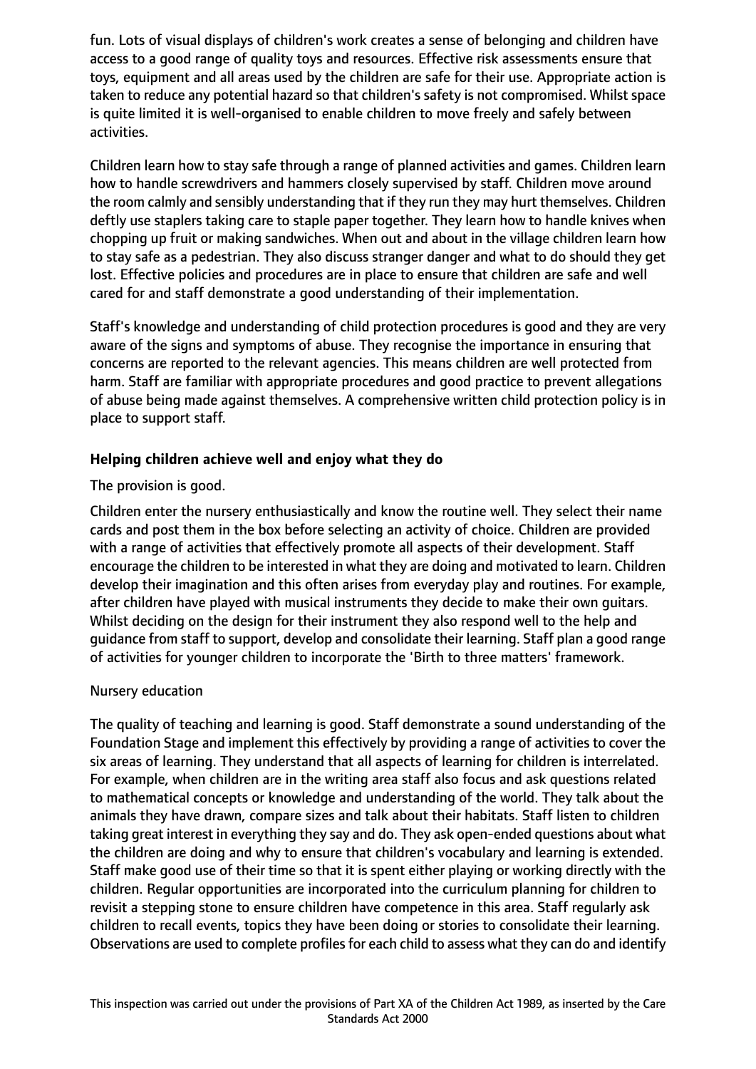fun. Lots of visual displays of children's work creates a sense of belonging and children have access to a good range of quality toys and resources. Effective risk assessments ensure that toys, equipment and all areas used by the children are safe for their use. Appropriate action is taken to reduce any potential hazard so that children's safety is not compromised. Whilst space is quite limited it is well-organised to enable children to move freely and safely between activities.

Children learn how to stay safe through a range of planned activities and games. Children learn how to handle screwdrivers and hammers closely supervised by staff. Children move around the room calmly and sensibly understanding that if they run they may hurt themselves. Children deftly use staplers taking care to staple paper together. They learn how to handle knives when chopping up fruit or making sandwiches. When out and about in the village children learn how to stay safe as a pedestrian. They also discuss stranger danger and what to do should they get lost. Effective policies and procedures are in place to ensure that children are safe and well cared for and staff demonstrate a good understanding of their implementation.

Staff's knowledge and understanding of child protection procedures is good and they are very aware of the signs and symptoms of abuse. They recognise the importance in ensuring that concerns are reported to the relevant agencies. This means children are well protected from harm. Staff are familiar with appropriate procedures and good practice to prevent allegations of abuse being made against themselves. A comprehensive written child protection policy is in place to support staff.

## Helping children achieve well and enjoy what they do

The provision is good.

Children enter the nursery enthusiastically and know the routine well. They select their name cards and post them in the box before selecting an activity of choice. Children are provided with a range of activities that effectively promote all aspects of their development. Staff encourage the children to be interested in what they are doing and motivated to learn. Children develop their imagination and this often arises from everyday play and routines. For example, after children have played with musical instruments they decide to make their own guitars. Whilst deciding on the design for their instrument they also respond well to the help and guidance from staff to support, develop and consolidate their learning. Staff plan a good range of activities for younger children to incorporate the 'Birth to three matters' framework.

Nursery education

The quality of teaching and learning is good. Staff demonstrate a sound understanding of the Foundation Stage and implement this effectively by providing a range of activities to cover the six areas of learning. They understand that all aspects of learning for children is interrelated. For example, when children are in the writing area staff also focus and ask questions related to mathematical concepts or knowledge and understanding of the world. They talk about the animals they have drawn, compare sizes and talk about their habitats. Staff listen to children taking great interest in everything they say and do. They ask open-ended questions about what the children are doing and why to ensure that children's vocabulary and learning is extended. Staff make good use of their time so that it is spent either playing or working directly with the children. Regular opportunities are incorporated into the curriculum planning for children to revisit a stepping stone to ensure children have competence in this area. Staff regularly ask children to recall events, topics they have been doing or stories to consolidate their learning. Observations are used to complete profiles for each child to assess what they can do and identify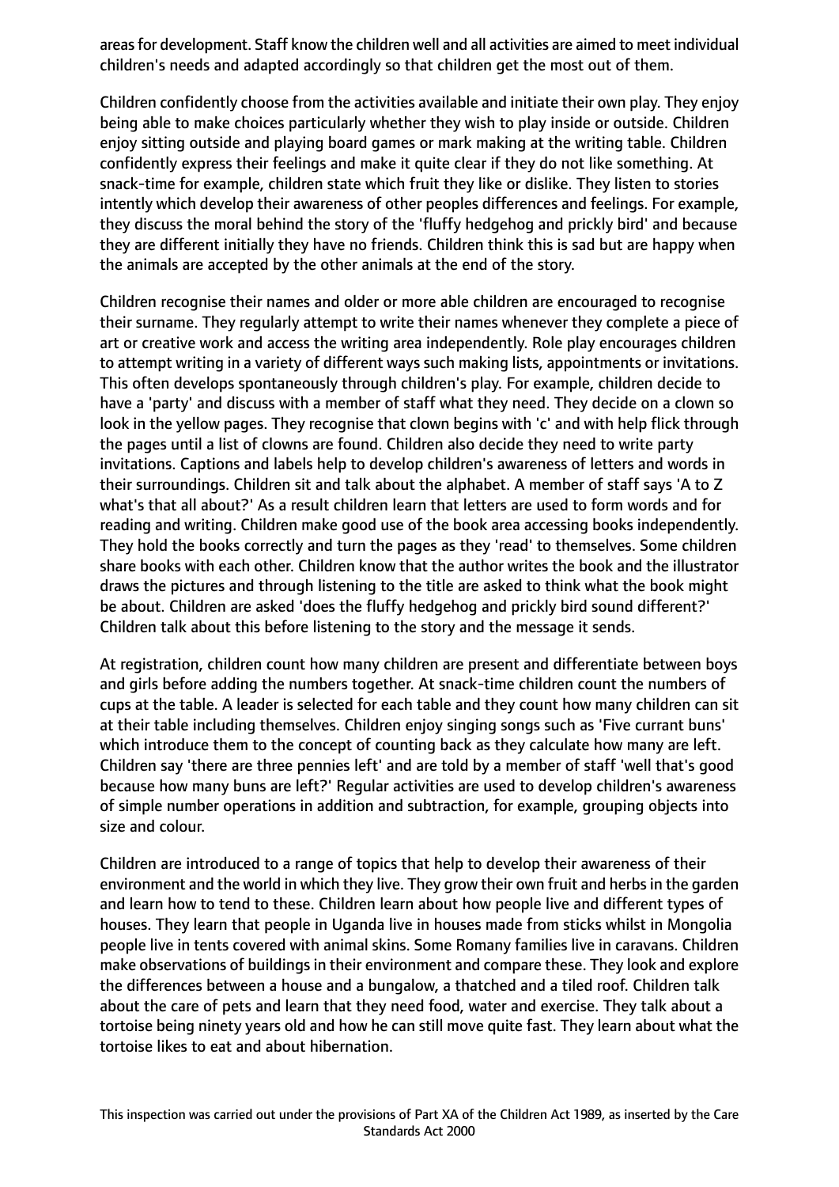areas for development. Staff know the children well and all activities are aimed to meet individual children's needs and adapted accordingly so that children get the most out of them.

Children confidently choose from the activities available and initiate their own play. They enjoy being able to make choices particularly whether they wish to play inside or outside. Children enjoy sitting outside and playing board games or mark making at the writing table. Children confidently express their feelings and make it quite clear if they do not like something. At snack-time for example, children state which fruit they like or dislike. They listen to stories intently which develop their awareness of other peoples differences and feelings. For example, they discuss the moral behind the story of the 'fluffy hedgehog and prickly bird' and because they are different initially they have no friends. Children think this is sad but are happy when the animals are accepted by the other animals at the end of the story.

Children recognise their names and older or more able children are encouraged to recognise their surname. They regularly attempt to write their names whenever they complete a piece of art or creative work and access the writing area independently. Role play encourages children to attempt writing in a variety of different ways such making lists, appointments or invitations. This often develops spontaneously through children's play. For example, children decide to have a 'party' and discuss with a member of staff what they need. They decide on a clown so look in the yellow pages. They recognise that clown begins with 'c' and with help flick through the pages until a list of clowns are found. Children also decide they need to write party invitations. Captions and labels help to develop children's awareness of letters and words in their surroundings. Children sit and talk about the alphabet. A member of staff says 'A to Z what's that all about?' As a result children learn that letters are used to form words and for reading and writing. Children make good use of the book area accessing books independently. They hold the books correctly and turn the pages as they 'read' to themselves. Some children share books with each other. Children know that the author writes the book and the illustrator draws the pictures and through listening to the title are asked to think what the book might be about. Children are asked 'does the fluffy hedgehog and prickly bird sound different?' Children talk about this before listening to the story and the message it sends.

At registration, children count how many children are present and differentiate between boys and girls before adding the numbers together. At snack-time children count the numbers of cups at the table. A leader is selected for each table and they count how many children can sit at their table including themselves. Children enjoy singing songs such as 'Five currant buns' which introduce them to the concept of counting back as they calculate how many are left. Children say 'there are three pennies left' and are told by a member of staff 'well that's good because how many buns are left?' Regular activities are used to develop children's awareness of simple number operations in addition and subtraction, for example, grouping objects into size and colour.

Children are introduced to a range of topics that help to develop their awareness of their environment and the world in which they live. They grow their own fruit and herbs in the garden and learn how to tend to these. Children learn about how people live and different types of houses. They learn that people in Uganda live in houses made from sticks whilst in Mongolia people live in tents covered with animal skins. Some Romany families live in caravans. Children make observations of buildings in their environment and compare these. They look and explore the differences between a house and a bungalow, a thatched and a tiled roof. Children talk about the care of pets and learn that they need food, water and exercise. They talk about a tortoise being ninety years old and how he can still move quite fast. They learn about what the tortoise likes to eat and about hibernation.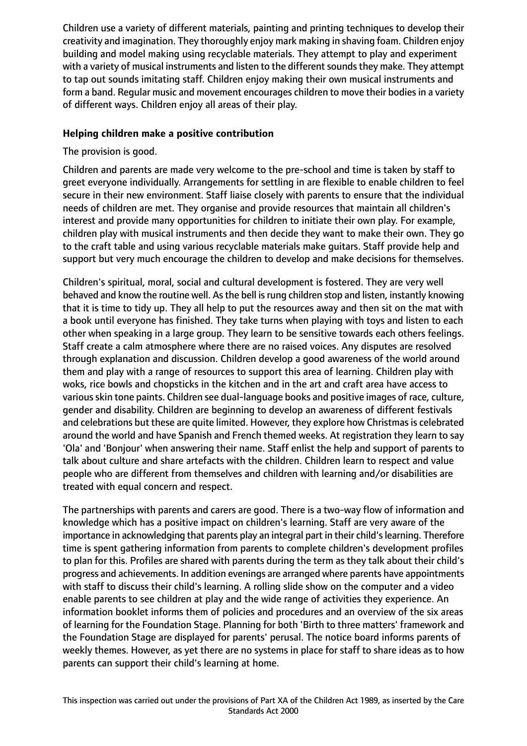Children use a variety of different materials, painting and printing techniques to develop their creativity and imagination. They thoroughly enjoy mark making in shaving foam. Children enjoy building and model making using recyclable materials. They attempt to play and experiment with a variety of musical instruments and listen to the different sounds they make. They attempt to tap out sounds imitating staff. Children enjoy making their own musical instruments and form a band. Regular music and movement encourages children to move their bodies in a variety of different ways. Children enjoy all areas of their play.

**Helping children make a positive contribution**

The provision is good.

Children and parents are made very welcome to the pre-school and time is taken by staff to greet everyone individually. Arrangements for settling in are flexible to enable children to feel secure in their new environment. Staff liaise closely with parents to ensure that the individual needs of children are met. They organise and provide resources that maintain all children's interest and provide many opportunities for children to initiate their own play. For example, children play with musical instruments and then decide they want to make their own. They go to the craft table and using various recyclable materials make guitars. Staff provide help and support but very much encourage the children to develop and make decisions for themselves.

Children's spiritual, moral, social and cultural development is fostered. They are very well behaved and know the routine well. As the bell is rung children stop and listen, instantly knowing that it is time to tidy up. They all help to put the resources away and then sit on the mat with a book until everyone has finished. They take turns when playing with toys and listen to each other when speaking in a large group. They learn to be sensitive towards each others feelings. Staff create a calm atmosphere where there are no raised voices. Any disputes are resolved through explanation and discussion. Children develop a good awareness of the world around them and play with a range of resources to support this area of learning. Children play with woks, rice bowls and chopsticks in the kitchen and in the art and craft area have access to various skin tone paints. Children see dual-language books and positive images of race, culture, gender and disability. Children are beginning to develop an awareness of different festivals and celebrations but these are quite limited. However, they explore how Christmas is celebrated around the world and have Spanish and French themed weeks. At registration they learn to say 'Ola' and 'Bonjour' when answering their name. Staff enlist the help and support of parents to talk about culture and share artefacts with the children. Children learn to respect and value people who are different from themselves and children with learning and/or disabilities are treated with equal concern and respect.

The partnerships with parents and carers are good. There is a two-way flow of information and knowledge which has a positive impact on children's learning. Staff are very aware of the importance in acknowledging that parents play an integral part in their child's learning. Therefore time is spent gathering information from parents to complete children's development profiles to plan for this. Profiles are shared with parents during the term as they talk about their child's progress and achievements. In addition evenings are arranged where parents have appointments with staff to discuss their child's learning. A rolling slide show on the computer and a video enable parents to see children at play and the wide range of activities they experience. An information booklet informs them of policies and procedures and an overview of the six areas of learning for the Foundation Stage. Planning for both 'Birth to three matters' framework and the Foundation Stage are displayed for parents' perusal. The notice board informs parents of weekly themes. However, as yet there are no systems in place for staff to share ideas as to how parents can support their child's learning at home.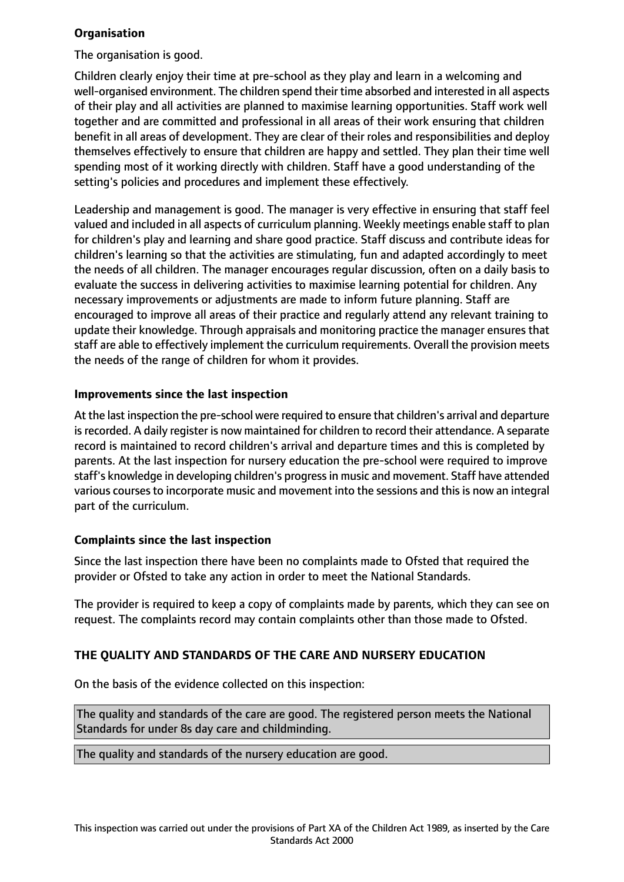**Organisation**

The organisation is good.

Children clearly enjoy their time at pre-school as they play and learn in a welcoming and well-organised environment. The children spend their time absorbed and interested in all aspects of their play and all activities are planned to maximise learning opportunities. Staff work well together and are committed and professional in all areas of their work ensuring that children benefit in all areas of development. They are clear of their roles and responsibilities and deploy themselves effectively to ensure that children are happy and settled. They plan their time well spending most of it working directly with children. Staff have a good understanding of the setting's policies and procedures and implement these effectively.

Leadership and management is good. The manager is very effective in ensuring that staff feel valued and included in all aspects of curriculum planning. Weekly meetings enable staff to plan for children's play and learning and share good practice. Staff discuss and contribute ideas for children's learning so that the activities are stimulating, fun and adapted accordingly to meet the needs of all children. The manager encourages regular discussion, often on a daily basis to evaluate the success in delivering activities to maximise learning potential for children. Any necessary improvements or adjustments are made to inform future planning. Staff are encouraged to improve all areas of their practice and regularly attend any relevant training to update their knowledge. Through appraisals and monitoring practice the manager ensures that staff are able to effectively implement the curriculum requirements. Overall the provision meets the needs of the range of children for whom it provides.

**Improvements since the last inspection**

At the last inspection the pre-school were required to ensure that children's arrival and departure is recorded. A daily register is now maintained for children to record their attendance. A separate record is maintained to record children's arrival and departure times and this is completed by parents. At the last inspection for nursery education the pre-school were required to improve staff's knowledge in developing children's progress in music and movement. Staff have attended various courses to incorporate music and movement into the sessions and this is now an integral part of the curriculum.

**Complaints since the last inspection**

Since the last inspection there have been no complaints made to Ofsted that required the provider or Ofsted to take any action in order to meet the National Standards.

The provider is required to keep a copy of complaints made by parents, which they can see on request. The complaints record may contain complaints other than those made to Ofsted.

**THE QUALITY AND STANDARDS OF THE CARE AND NURSERY EDUCATION**

On the basis of the evidence collected on this inspection:

The quality and standards of the care are good. The registered person meets the National Standards for under 8s day care and childminding.

The quality and standards of the nursery education are good.

This inspection was carried out under the provisions of Part XA of the Children Act 1989, as inserted by the Care Standards Act 2000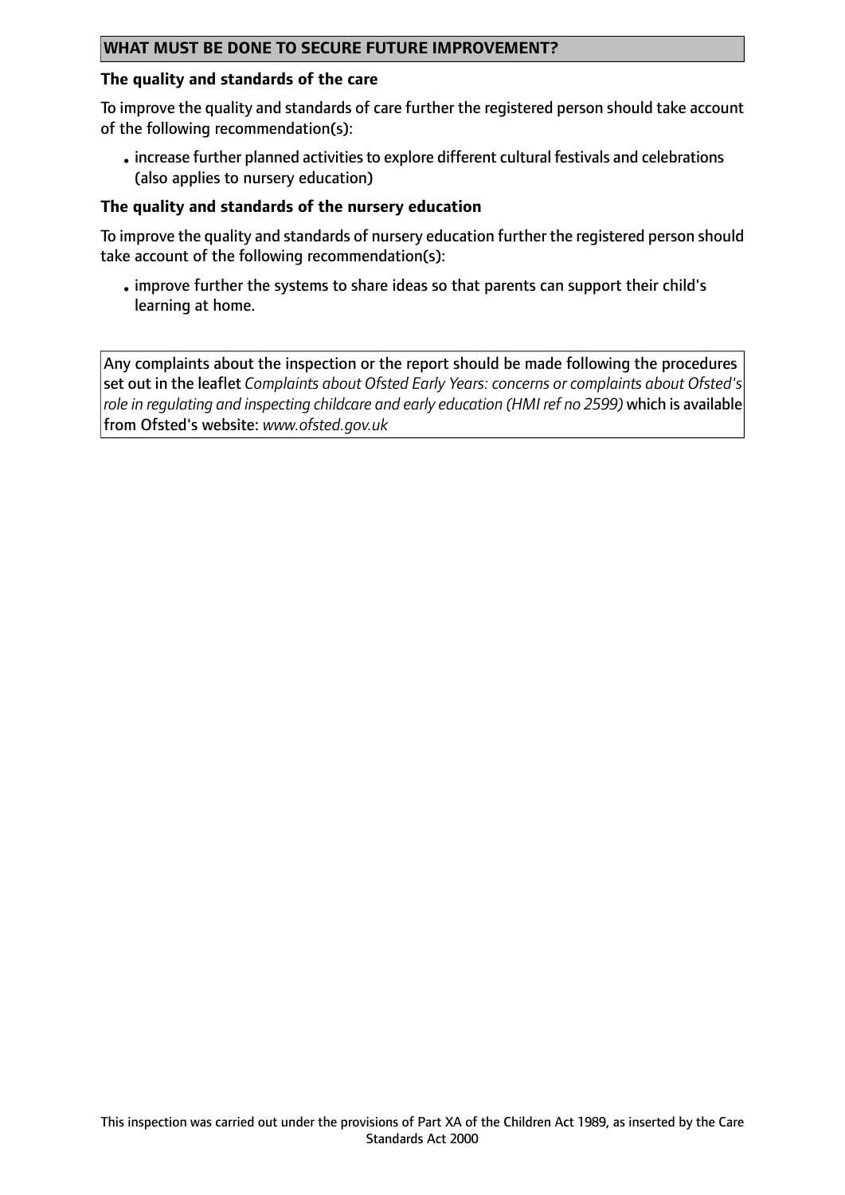## WHAT MUST BE DONE TO SECURE FUTURE IMPROVEMENT?

### The quality and standards of the care

To improve the quality and standards of care further the registered person should take account of the following recommendation(s):

- increase further planned activities to explore different cultural festivals and celebrations (also applies to nursery education)

### The quality and standards of the nursery education

To improve the quality and standards of nursery education further the registered person should take account of the following recommendation(s):

- improve further the systems to share ideas so that parents can support their child's learning at home.

Any complaints about the inspection or the report should be made following the procedures set out in the leaflet *Complaints about Ofsted Early Years: concerns or complaints about Ofsted's role in regulating and inspecting childcare and early education (HMI ref no 2599)* which is available from Ofsted's website: *www.ofsted.gov.uk*

This inspection was carried out under the provisions of Part XA of the Children Act 1989, as inserted by the Care Standards Act 2000